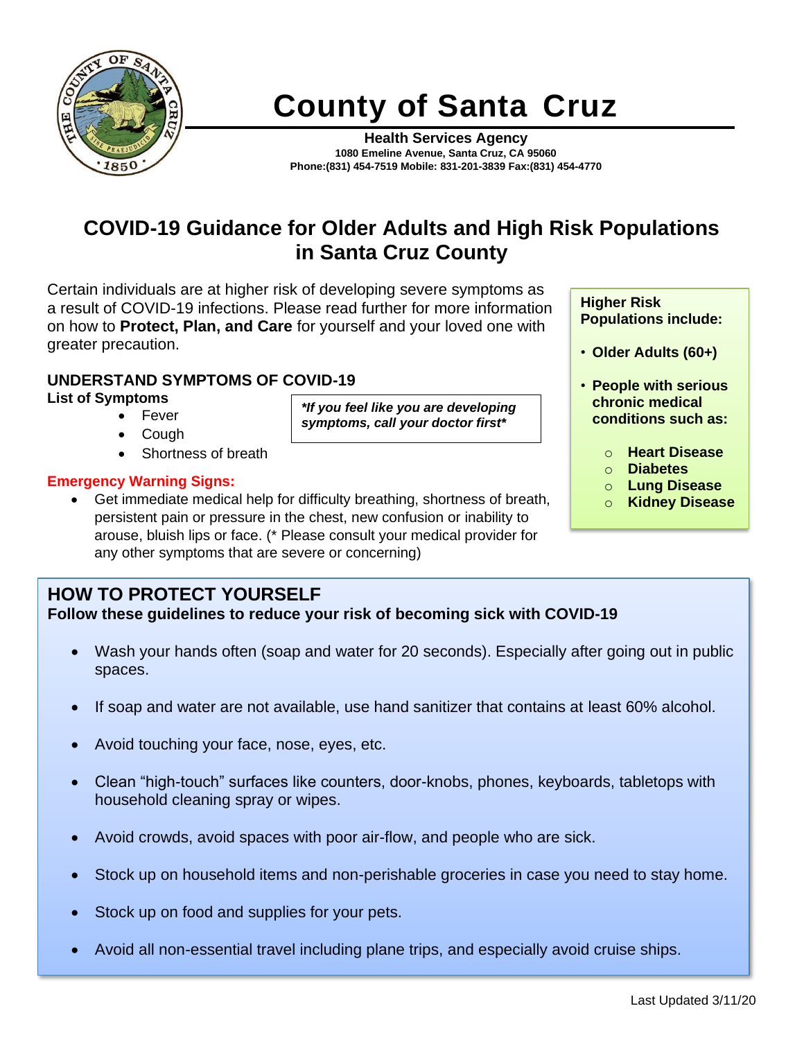# County of Santa Cruz

**Health Services Agency**
**1080 Emeline Avenue, Santa Cruz, CA 95060**
**Phone:(831) 454-7519 Mobile: 831-201-3839 Fax:(831) 454-4770**

## COVID-19 Guidance for Older Adults and High Risk Populations in Santa Cruz County

Certain individuals are at higher risk of developing severe symptoms as a result of COVID-19 infections. Please read further for more information on how to **Protect, Plan, and Care** for yourself and your loved one with greater precaution.

**Higher Risk Populations include:**

- **Older Adults (60+)**
- **People with serious chronic medical conditions such as:**
  - **Heart Disease**
  - **Diabetes**
  - **Lung Disease**
  - **Kidney Disease**

### UNDERSTAND SYMPTOMS OF COVID-19

**List of Symptoms**

- Fever
- Cough
- Shortness of breath

***If you feel like you are developing symptoms, call your doctor first***

**Emergency Warning Signs:**

- Get immediate medical help for difficulty breathing, shortness of breath, persistent pain or pressure in the chest, new confusion or inability to arouse, bluish lips or face. (* Please consult your medical provider for any other symptoms that are severe or concerning)

### HOW TO PROTECT YOURSELF

**Follow these guidelines to reduce your risk of becoming sick with COVID-19**

- Wash your hands often (soap and water for 20 seconds). Especially after going out in public spaces.
- If soap and water are not available, use hand sanitizer that contains at least 60% alcohol.
- Avoid touching your face, nose, eyes, etc.
- Clean “high-touch” surfaces like counters, door-knobs, phones, keyboards, tabletops with household cleaning spray or wipes.
- Avoid crowds, avoid spaces with poor air-flow, and people who are sick.
- Stock up on household items and non-perishable groceries in case you need to stay home.
- Stock up on food and supplies for your pets.
- Avoid all non-essential travel including plane trips, and especially avoid cruise ships.

Last Updated 3/11/20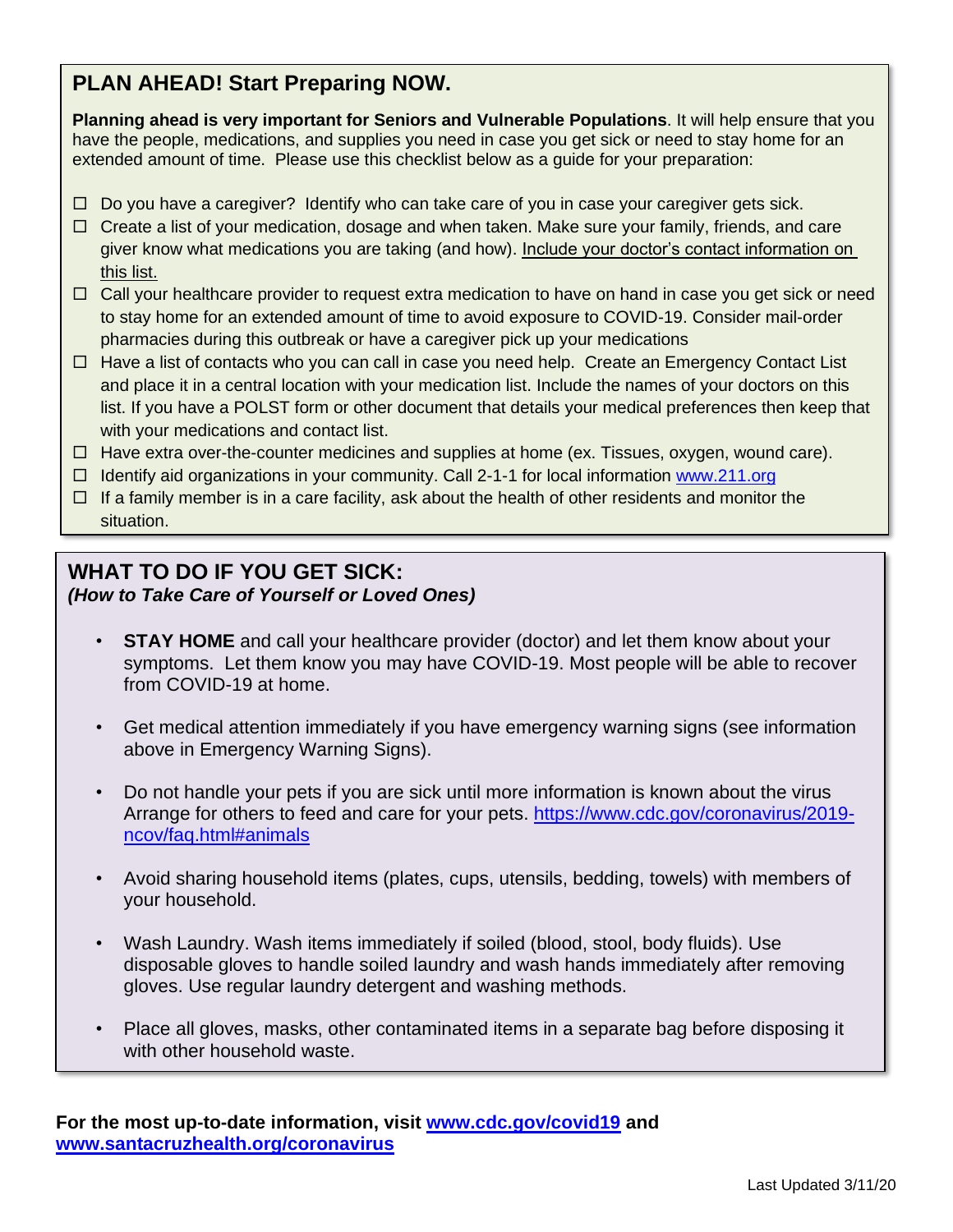## PLAN AHEAD! Start Preparing NOW.

**Planning ahead is very important for Seniors and Vulnerable Populations**. It will help ensure that you have the people, medications, and supplies you need in case you get sick or need to stay home for an extended amount of time. Please use this checklist below as a guide for your preparation:

- ☐ Do you have a caregiver? Identify who can take care of you in case your caregiver gets sick.
- ☐ Create a list of your medication, dosage and when taken. Make sure your family, friends, and care giver know what medications you are taking (and how). Include your doctor's contact information on this list.
- ☐ Call your healthcare provider to request extra medication to have on hand in case you get sick or need to stay home for an extended amount of time to avoid exposure to COVID-19. Consider mail-order pharmacies during this outbreak or have a caregiver pick up your medications
- ☐ Have a list of contacts who you can call in case you need help. Create an Emergency Contact List and place it in a central location with your medication list. Include the names of your doctors on this list. If you have a POLST form or other document that details your medical preferences then keep that with your medications and contact list.
- ☐ Have extra over-the-counter medicines and supplies at home (ex. Tissues, oxygen, wound care).
- ☐ Identify aid organizations in your community. Call 2-1-1 for local information www.211.org
- ☐ If a family member is in a care facility, ask about the health of other residents and monitor the situation.

## WHAT TO DO IF YOU GET SICK:

***(How to Take Care of Yourself or Loved Ones)***

- **STAY HOME** and call your healthcare provider (doctor) and let them know about your symptoms. Let them know you may have COVID-19. Most people will be able to recover from COVID-19 at home.
- Get medical attention immediately if you have emergency warning signs (see information above in Emergency Warning Signs).
- Do not handle your pets if you are sick until more information is known about the virus Arrange for others to feed and care for your pets. https://www.cdc.gov/coronavirus/2019-ncov/faq.html#animals
- Avoid sharing household items (plates, cups, utensils, bedding, towels) with members of your household.
- Wash Laundry. Wash items immediately if soiled (blood, stool, body fluids). Use disposable gloves to handle soiled laundry and wash hands immediately after removing gloves. Use regular laundry detergent and washing methods.
- Place all gloves, masks, other contaminated items in a separate bag before disposing it with other household waste.

**For the most up-to-date information, visit www.cdc.gov/covid19 and www.santacruzhealth.org/coronavirus**

Last Updated 3/11/20